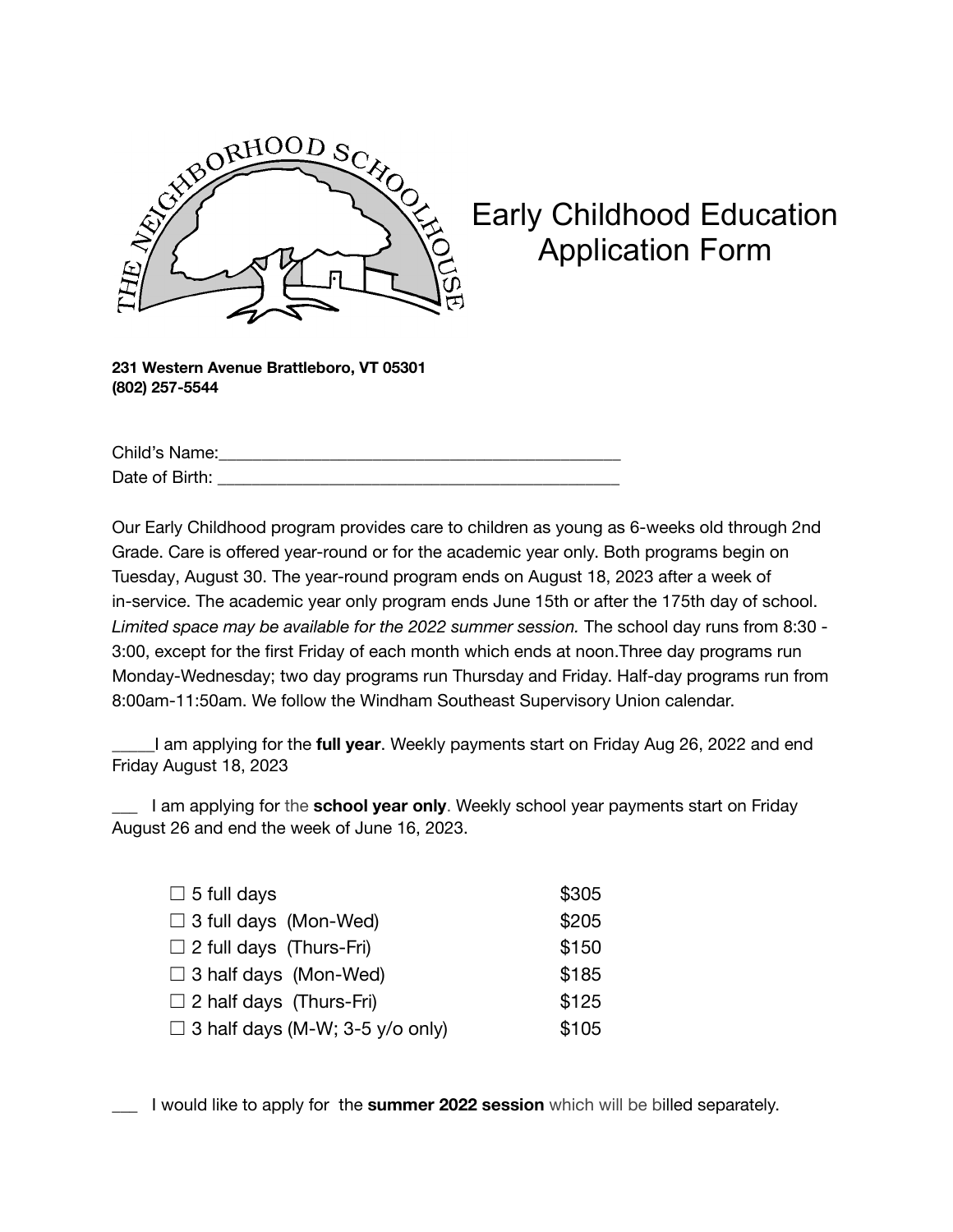THE NEIGHBORHOOD SCHOOLHOUSE

# Early Childhood Education Application Form

**231 Western Avenue Brattleboro, VT 05301**
**(802) 257-5544**

Child's Name:_______________________________________________
Date of Birth: _______________________________________________

Our Early Childhood program provides care to children as young as 6-weeks old through 2nd Grade. Care is offered year-round or for the academic year only. Both programs begin on Tuesday, August 30. The year-round program ends on August 18, 2023 after a week of in-service. The academic year only program ends June 15th or after the 175th day of school. *Limited space may be available for the 2022 summer session.* The school day runs from 8:30 - 3:00, except for the first Friday of each month which ends at noon.Three day programs run Monday-Wednesday; two day programs run Thursday and Friday. Half-day programs run from 8:00am-11:50am. We follow the Windham Southeast Supervisory Union calendar.

_____I am applying for the **full year**. Weekly payments start on Friday Aug 26, 2022 and end Friday August 18, 2023

___ I am applying for the **school year only**. Weekly school year payments start on Friday August 26 and end the week of June 16, 2023.

| | |
|---|---|
| ☐ 5 full days | $305 |
| ☐ 3 full days (Mon-Wed) | $205 |
| ☐ 2 full days (Thurs-Fri) | $150 |
| ☐ 3 half days (Mon-Wed) | $185 |
| ☐ 2 half days (Thurs-Fri) | $125 |
| ☐ 3 half days (M-W; 3-5 y/o only) | $105 |

___ I would like to apply for the **summer 2022 session** which will be billed separately.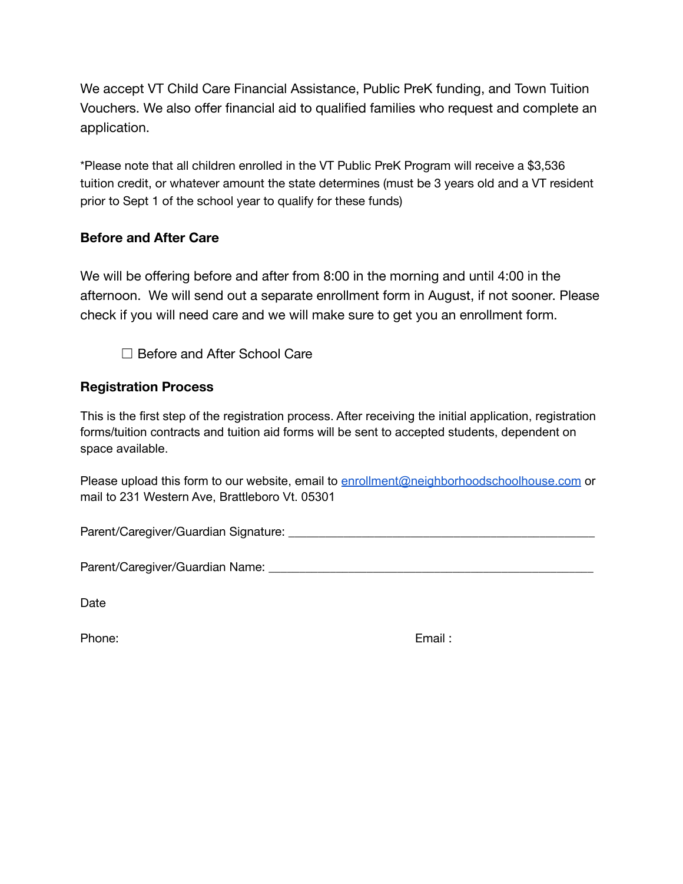We accept VT Child Care Financial Assistance, Public PreK funding, and Town Tuition Vouchers. We also offer financial aid to qualified families who request and complete an application.

*Please note that all children enrolled in the VT Public PreK Program will receive a $3,536 tuition credit, or whatever amount the state determines (must be 3 years old and a VT resident prior to Sept 1 of the school year to qualify for these funds)

### Before and After Care

We will be offering before and after from 8:00 in the morning and until 4:00 in the afternoon. We will send out a separate enrollment form in August, if not sooner. Please check if you will need care and we will make sure to get you an enrollment form.

☐ Before and After School Care

### Registration Process

This is the first step of the registration process. After receiving the initial application, registration forms/tuition contracts and tuition aid forms will be sent to accepted students, dependent on space available.

Please upload this form to our website, email to [enrollment@neighborhoodschoolhouse.com](mailto:enrollment@neighborhoodschoolhouse.com) or mail to 231 Western Ave, Brattleboro Vt. 05301

Parent/Caregiver/Guardian Signature: ______________________________________________

Parent/Caregiver/Guardian Name: ________________________________________________

Date

Phone: Email :